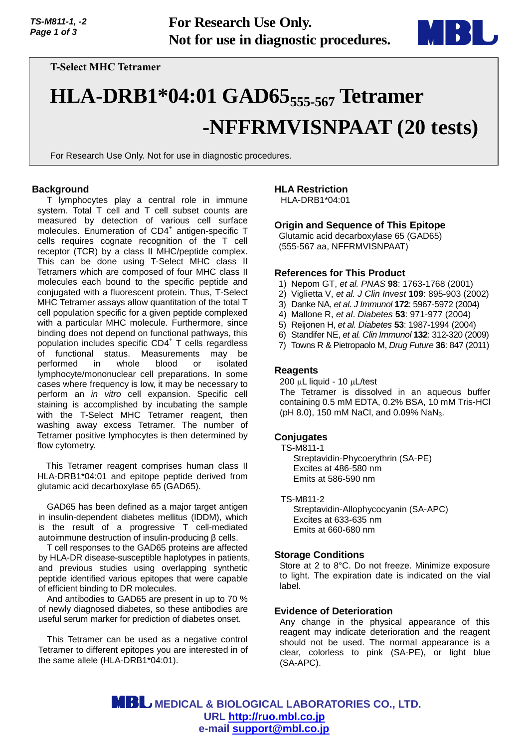For Research Use Only.
Not for use in diagnostic procedures.

T-Select MHC Tetramer

# HLA-DRB1*04:01 GAD65$_{555\text{-}567}$ Tetramer -NFFRMVISNPAAT (20 tests)

For Research Use Only. Not for use in diagnostic procedures.

## Background

T lymphocytes play a central role in immune system. Total T cell and T cell subset counts are measured by detection of various cell surface molecules. Enumeration of $CD4^+$ antigen-specific T cells requires cognate recognition of the T cell receptor (TCR) by a class II MHC/peptide complex. This can be done using T-Select MHC class II Tetramers which are composed of four MHC class II molecules each bound to the specific peptide and conjugated with a fluorescent protein. Thus, T-Select MHC Tetramer assays allow quantitation of the total T cell population specific for a given peptide complexed with a particular MHC molecule. Furthermore, since binding does not depend on functional pathways, this population includes specific $CD4^+$ T cells regardless of functional status. Measurements may be performed in whole blood or isolated lymphocyte/mononuclear cell preparations. In some cases where frequency is low, it may be necessary to perform an *in vitro* cell expansion. Specific cell staining is accomplished by incubating the sample with the T-Select MHC Tetramer reagent, then washing away excess Tetramer. The number of Tetramer positive lymphocytes is then determined by flow cytometry.

This Tetramer reagent comprises human class II HLA-DRB1*04:01 and epitope peptide derived from glutamic acid decarboxylase 65 (GAD65).

GAD65 has been defined as a major target antigen in insulin-dependent diabetes mellitus (IDDM), which is the result of a progressive T cell-mediated autoimmune destruction of insulin-producing β cells.

T cell responses to the GAD65 proteins are affected by HLA-DR disease-susceptible haplotypes in patients, and previous studies using overlapping synthetic peptide identified various epitopes that were capable of efficient binding to DR molecules.

And antibodies to GAD65 are present in up to 70 % of newly diagnosed diabetes, so these antibodies are useful serum marker for prediction of diabetes onset.

This Tetramer can be used as a negative control Tetramer to different epitopes you are interested in of the same allele (HLA-DRB1*04:01).

## HLA Restriction

HLA-DRB1*04:01

## Origin and Sequence of This Epitope

Glutamic acid decarboxylase 65 (GAD65)
(555-567 aa, NFFRMVISNPAAT)

## References for This Product

1) Nepom GT, *et al. PNAS* **98**: 1763-1768 (2001)
2) Viglietta V, *et al. J Clin Invest* **109**: 895-903 (2002)
3) Danke NA, *et al. J Immunol* **172**: 5967-5972 (2004)
4) Mallone R, *et al. Diabetes* **53**: 971-977 (2004)
5) Reijonen H, *et al. Diabetes* **53**: 1987-1994 (2004)
6) Standifer NE, *et al. Clin Immunol* **132**: 312-320 (2009)
7) Towns R & Pietropaolo M, *Drug Future* **36**: 847 (2011)

## Reagents

200 μL liquid - 10 μL/test

The Tetramer is dissolved in an aqueous buffer containing 0.5 mM EDTA, 0.2% BSA, 10 mM Tris-HCl (pH 8.0), 150 mM NaCl, and 0.09% $NaN_3$.

## Conjugates

TS-M811-1
Streptavidin-Phycoerythrin (SA-PE)
Excites at 486-580 nm
Emits at 586-590 nm

TS-M811-2
Streptavidin-Allophycocyanin (SA-APC)
Excites at 633-635 nm
Emits at 660-680 nm

## Storage Conditions

Store at 2 to 8°C. Do not freeze. Minimize exposure to light. The expiration date is indicated on the vial label.

## Evidence of Deterioration

Any change in the physical appearance of this reagent may indicate deterioration and the reagent should not be used. The normal appearance is a clear, colorless to pink (SA-PE), or light blue (SA-APC).

MBL MEDICAL & BIOLOGICAL LABORATORIES CO., LTD.
URL http://ruo.mbl.co.jp
e-mail support@mbl.co.jp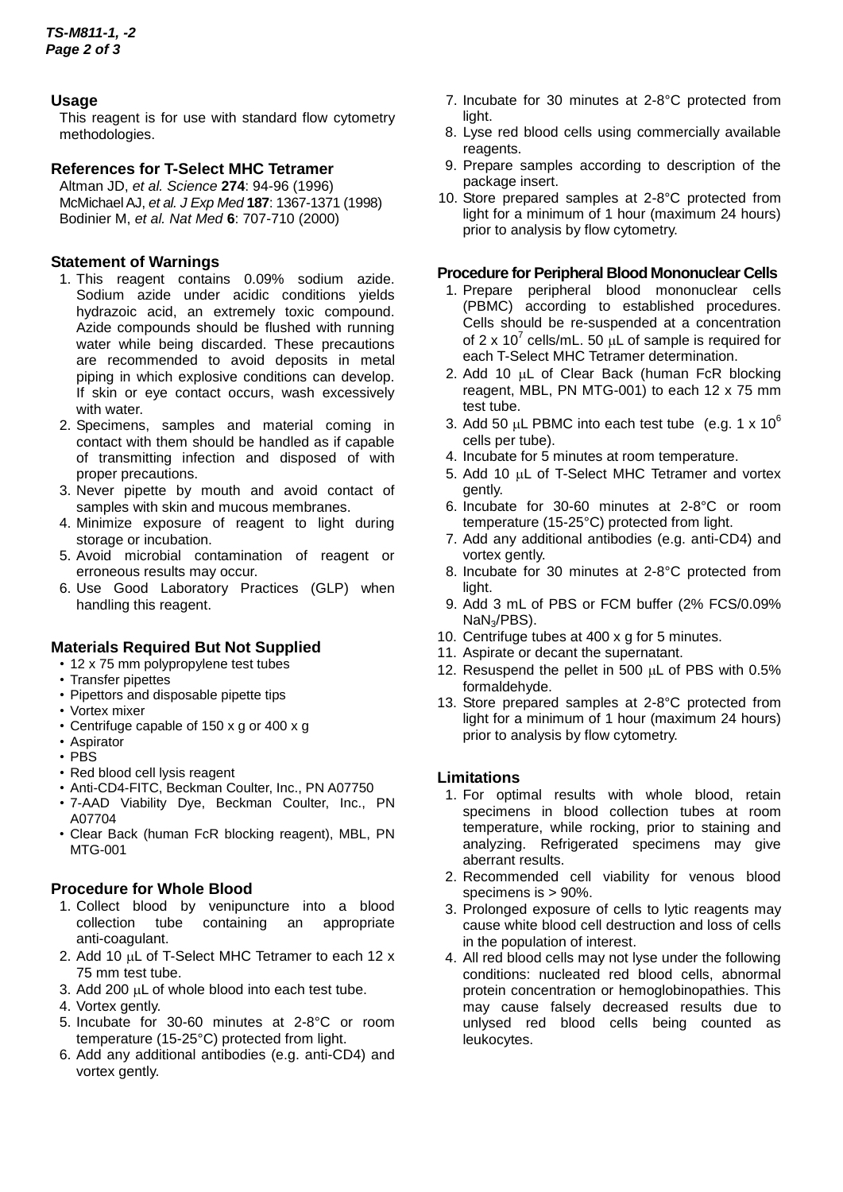## Usage

This reagent is for use with standard flow cytometry methodologies.

## References for T-Select MHC Tetramer

Altman JD, *et al. Science* **274**: 94-96 (1996)
McMichael AJ, *et al. J Exp Med* **187**: 1367-1371 (1998)
Bodinier M, *et al. Nat Med* **6**: 707-710 (2000)

## Statement of Warnings

1. This reagent contains 0.09% sodium azide. Sodium azide under acidic conditions yields hydrazoic acid, an extremely toxic compound. Azide compounds should be flushed with running water while being discarded. These precautions are recommended to avoid deposits in metal piping in which explosive conditions can develop. If skin or eye contact occurs, wash excessively with water.
2. Specimens, samples and material coming in contact with them should be handled as if capable of transmitting infection and disposed of with proper precautions.
3. Never pipette by mouth and avoid contact of samples with skin and mucous membranes.
4. Minimize exposure of reagent to light during storage or incubation.
5. Avoid microbial contamination of reagent or erroneous results may occur.
6. Use Good Laboratory Practices (GLP) when handling this reagent.

## Materials Required But Not Supplied

- 12 x 75 mm polypropylene test tubes
- Transfer pipettes
- Pipettors and disposable pipette tips
- Vortex mixer
- Centrifuge capable of 150 x g or 400 x g
- Aspirator
- PBS
- Red blood cell lysis reagent
- Anti-CD4-FITC, Beckman Coulter, Inc., PN A07750
- 7-AAD Viability Dye, Beckman Coulter, Inc., PN A07704
- Clear Back (human FcR blocking reagent), MBL, PN MTG-001

## Procedure for Whole Blood

1. Collect blood by venipuncture into a blood collection tube containing an appropriate anti-coagulant.
2. Add 10 μL of T-Select MHC Tetramer to each 12 x 75 mm test tube.
3. Add 200 μL of whole blood into each test tube.
4. Vortex gently.
5. Incubate for 30-60 minutes at 2-8°C or room temperature (15-25°C) protected from light.
6. Add any additional antibodies (e.g. anti-CD4) and vortex gently.
7. Incubate for 30 minutes at 2-8°C protected from light.
8. Lyse red blood cells using commercially available reagents.
9. Prepare samples according to description of the package insert.
10. Store prepared samples at 2-8°C protected from light for a minimum of 1 hour (maximum 24 hours) prior to analysis by flow cytometry.

## Procedure for Peripheral Blood Mononuclear Cells

1. Prepare peripheral blood mononuclear cells (PBMC) according to established procedures. Cells should be re-suspended at a concentration of $2 \times 10^7$ cells/mL. 50 μL of sample is required for each T-Select MHC Tetramer determination.
2. Add 10 μL of Clear Back (human FcR blocking reagent, MBL, PN MTG-001) to each 12 x 75 mm test tube.
3. Add 50 μL PBMC into each test tube (e.g. $1 \times 10^6$ cells per tube).
4. Incubate for 5 minutes at room temperature.
5. Add 10 μL of T-Select MHC Tetramer and vortex gently.
6. Incubate for 30-60 minutes at 2-8°C or room temperature (15-25°C) protected from light.
7. Add any additional antibodies (e.g. anti-CD4) and vortex gently.
8. Incubate for 30 minutes at 2-8°C protected from light.
9. Add 3 mL of PBS or FCM buffer (2% FCS/0.09% $NaN_3$/PBS).
10. Centrifuge tubes at 400 x g for 5 minutes.
11. Aspirate or decant the supernatant.
12. Resuspend the pellet in 500 μL of PBS with 0.5% formaldehyde.
13. Store prepared samples at 2-8°C protected from light for a minimum of 1 hour (maximum 24 hours) prior to analysis by flow cytometry.

## Limitations

1. For optimal results with whole blood, retain specimens in blood collection tubes at room temperature, while rocking, prior to staining and analyzing. Refrigerated specimens may give aberrant results.
2. Recommended cell viability for venous blood specimens is > 90%.
3. Prolonged exposure of cells to lytic reagents may cause white blood cell destruction and loss of cells in the population of interest.
4. All red blood cells may not lyse under the following conditions: nucleated red blood cells, abnormal protein concentration or hemoglobinopathies. This may cause falsely decreased results due to unlysed red blood cells being counted as leukocytes.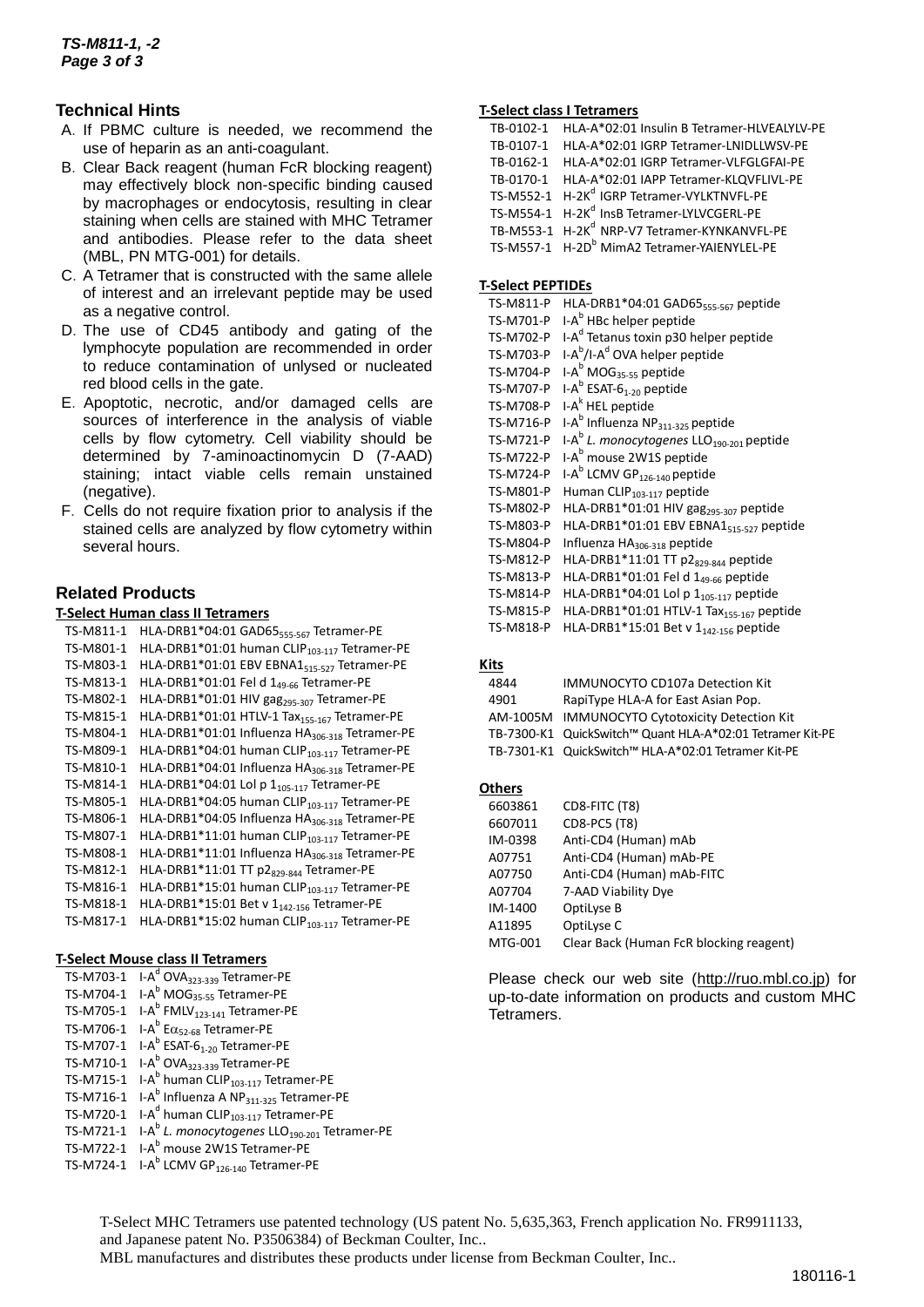## Technical Hints

A. If PBMC culture is needed, we recommend the use of heparin as an anti-coagulant.

B. Clear Back reagent (human FcR blocking reagent) may effectively block non-specific binding caused by macrophages or endocytosis, resulting in clear staining when cells are stained with MHC Tetramer and antibodies. Please refer to the data sheet (MBL, PN MTG-001) for details.

C. A Tetramer that is constructed with the same allele of interest and an irrelevant peptide may be used as a negative control.

D. The use of CD45 antibody and gating of the lymphocyte population are recommended in order to reduce contamination of unlysed or nucleated red blood cells in the gate.

E. Apoptotic, necrotic, and/or damaged cells are sources of interference in the analysis of viable cells by flow cytometry. Cell viability should be determined by 7-aminoactinomycin D (7-AAD) staining; intact viable cells remain unstained (negative).

F. Cells do not require fixation prior to analysis if the stained cells are analyzed by flow cytometry within several hours.

## Related Products

**T-Select Human class II Tetramers**

| | |
|---|---|
| TS-M811-1 | HLA-DRB1*04:01 GAD65$_{555-567}$ Tetramer-PE |
| TS-M801-1 | HLA-DRB1*01:01 human CLIP$_{103-117}$ Tetramer-PE |
| TS-M803-1 | HLA-DRB1*01:01 EBV EBNA1$_{515-527}$ Tetramer-PE |
| TS-M813-1 | HLA-DRB1*01:01 Fel d 1$_{49-66}$ Tetramer-PE |
| TS-M802-1 | HLA-DRB1*01:01 HIV gag$_{295-307}$ Tetramer-PE |
| TS-M815-1 | HLA-DRB1*01:01 HTLV-1 Tax$_{155-167}$ Tetramer-PE |
| TS-M804-1 | HLA-DRB1*01:01 Influenza HA$_{306-318}$ Tetramer-PE |
| TS-M809-1 | HLA-DRB1*04:01 human CLIP$_{103-117}$ Tetramer-PE |
| TS-M810-1 | HLA-DRB1*04:01 Influenza HA$_{306-318}$ Tetramer-PE |
| TS-M814-1 | HLA-DRB1*04:01 Lol p 1$_{105-117}$ Tetramer-PE |
| TS-M805-1 | HLA-DRB1*04:05 human CLIP$_{103-117}$ Tetramer-PE |
| TS-M806-1 | HLA-DRB1*04:05 Influenza HA$_{306-318}$ Tetramer-PE |
| TS-M807-1 | HLA-DRB1*11:01 human CLIP$_{103-117}$ Tetramer-PE |
| TS-M808-1 | HLA-DRB1*11:01 Influenza HA$_{306-318}$ Tetramer-PE |
| TS-M812-1 | HLA-DRB1*11:01 TT p2$_{829-844}$ Tetramer-PE |
| TS-M816-1 | HLA-DRB1*15:01 human CLIP$_{103-117}$ Tetramer-PE |
| TS-M818-1 | HLA-DRB1*15:01 Bet v 1$_{142-156}$ Tetramer-PE |
| TS-M817-1 | HLA-DRB1*15:02 human CLIP$_{103-117}$ Tetramer-PE |

**T-Select Mouse class II Tetramers**

| | |
|---|---|
| TS-M703-1 | I-A$^d$ OVA$_{323-339}$ Tetramer-PE |
| TS-M704-1 | I-A$^b$ MOG$_{35-55}$ Tetramer-PE |
| TS-M705-1 | I-A$^b$ FMLV$_{123-141}$ Tetramer-PE |
| TS-M706-1 | I-A$^b$ E$\alpha_{52-68}$ Tetramer-PE |
| TS-M707-1 | I-A$^b$ ESAT-6$_{1-20}$ Tetramer-PE |
| TS-M710-1 | I-A$^b$ OVA$_{323-339}$ Tetramer-PE |
| TS-M715-1 | I-A$^b$ human CLIP$_{103-117}$ Tetramer-PE |
| TS-M716-1 | I-A$^b$ Influenza A NP$_{311-325}$ Tetramer-PE |
| TS-M720-1 | I-A$^d$ human CLIP$_{103-117}$ Tetramer-PE |
| TS-M721-1 | I-A$^b$ *L. monocytogenes* LLO$_{190-201}$ Tetramer-PE |
| TS-M722-1 | I-A$^b$ mouse 2W1S Tetramer-PE |
| TS-M724-1 | I-A$^b$ LCMV GP$_{126-140}$ Tetramer-PE |

**T-Select class I Tetramers**

| | |
|---|---|
| TB-0102-1 | HLA-A*02:01 Insulin B Tetramer-HLVEALYLV-PE |
| TB-0107-1 | HLA-A*02:01 IGRP Tetramer-LNIDLLWSV-PE |
| TB-0162-1 | HLA-A*02:01 IGRP Tetramer-VLFGLGFAI-PE |
| TB-0170-1 | HLA-A*02:01 IAPP Tetramer-KLQVFLIVL-PE |
| TS-M552-1 | H-2K$^d$ IGRP Tetramer-VYLKTNVFL-PE |
| TS-M554-1 | H-2K$^d$ InsB Tetramer-LYLVCGERL-PE |
| TB-M553-1 | H-2K$^d$ NRP-V7 Tetramer-KYNKANVFL-PE |
| TS-M557-1 | H-2D$^b$ MimA2 Tetramer-YAIENYLEL-PE |

**T-Select PEPTIDEs**

| | |
|---|---|
| TS-M811-P | HLA-DRB1*04:01 GAD65$_{555-567}$ peptide |
| TS-M701-P | I-A$^b$ HBc helper peptide |
| TS-M702-P | I-A$^d$ Tetanus toxin p30 helper peptide |
| TS-M703-P | I-A$^b$/I-A$^d$ OVA helper peptide |
| TS-M704-P | I-A$^b$ MOG$_{35-55}$ peptide |
| TS-M707-P | I-A$^b$ ESAT-6$_{1-20}$ peptide |
| TS-M708-P | I-A$^k$ HEL peptide |
| TS-M716-P | I-A$^b$ Influenza NP$_{311-325}$ peptide |
| TS-M721-P | I-A$^b$ *L. monocytogenes* LLO$_{190-201}$ peptide |
| TS-M722-P | I-A$^b$ mouse 2W1S peptide |
| TS-M724-P | I-A$^b$ LCMV GP$_{126-140}$ peptide |
| TS-M801-P | Human CLIP$_{103-117}$ peptide |
| TS-M802-P | HLA-DRB1*01:01 HIV gag$_{295-307}$ peptide |
| TS-M803-P | HLA-DRB1*01:01 EBV EBNA1$_{515-527}$ peptide |
| TS-M804-P | Influenza HA$_{306-318}$ peptide |
| TS-M812-P | HLA-DRB1*11:01 TT p2$_{829-844}$ peptide |
| TS-M813-P | HLA-DRB1*01:01 Fel d 1$_{49-66}$ peptide |
| TS-M814-P | HLA-DRB1*04:01 Lol p 1$_{105-117}$ peptide |
| TS-M815-P | HLA-DRB1*01:01 HTLV-1 Tax$_{155-167}$ peptide |
| TS-M818-P | HLA-DRB1*15:01 Bet v 1$_{142-156}$ peptide |

**Kits**

| | |
|---|---|
| 4844 | IMMUNOCYTO CD107a Detection Kit |
| 4901 | RapiType HLA-A for East Asian Pop. |
| AM-1005M | IMMUNOCYTO Cytotoxicity Detection Kit |
| TB-7300-K1 | QuickSwitch™ Quant HLA-A*02:01 Tetramer Kit-PE |
| TB-7301-K1 | QuickSwitch™ HLA-A*02:01 Tetramer Kit-PE |

**Others**

| | |
|---|---|
| 6603861 | CD8-FITC (T8) |
| 6607011 | CD8-PC5 (T8) |
| IM-0398 | Anti-CD4 (Human) mAb |
| A07751 | Anti-CD4 (Human) mAb-PE |
| A07750 | Anti-CD4 (Human) mAb-FITC |
| A07704 | 7-AAD Viability Dye |
| IM-1400 | OptiLyse B |
| A11895 | OptiLyse C |
| MTG-001 | Clear Back (Human FcR blocking reagent) |

Please check our web site (http://ruo.mbl.co.jp) for up-to-date information on products and custom MHC Tetramers.

T-Select MHC Tetramers use patented technology (US patent No. 5,635,363, French application No. FR9911133, and Japanese patent No. P3506384) of Beckman Coulter, Inc..
MBL manufactures and distributes these products under license from Beckman Coulter, Inc..

180116-1